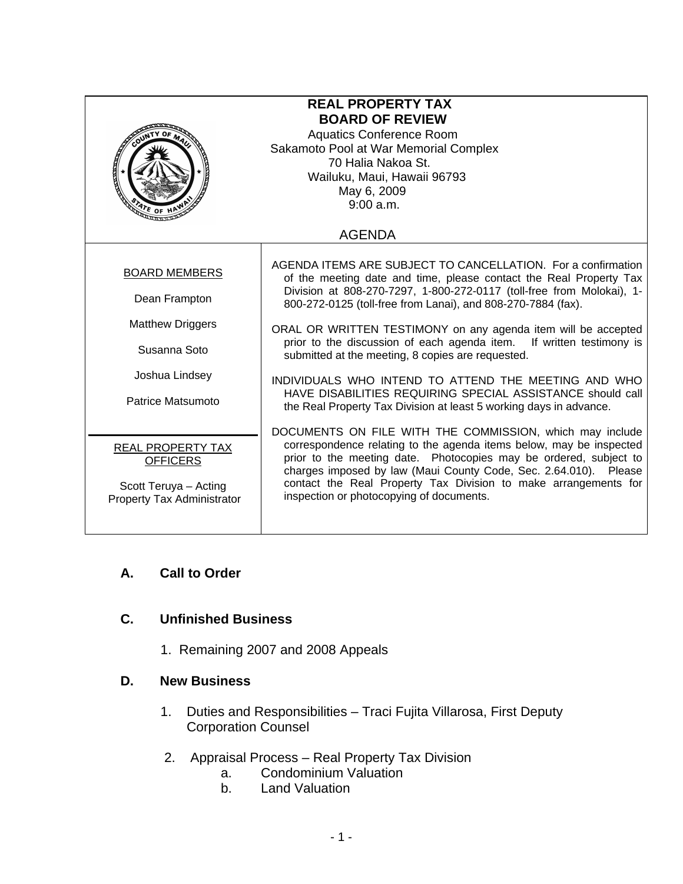# REAL PROPERTY TAX BOARD OF REVIEW

Aquatics Conference Room
Sakamoto Pool at War Memorial Complex
70 Halia Nakoa St.
Wailuku, Maui, Hawaii 96793
May 6, 2009
9:00 a.m.

## AGENDA

**BOARD MEMBERS**

Dean Frampton

Matthew Driggers

Susanna Soto

Joshua Lindsey

Patrice Matsumoto

**REAL PROPERTY TAX OFFICERS**

Scott Teruya – Acting Property Tax Administrator

AGENDA ITEMS ARE SUBJECT TO CANCELLATION. For a confirmation of the meeting date and time, please contact the Real Property Tax Division at 808-270-7297, 1-800-272-0117 (toll-free from Molokai), 1-800-272-0125 (toll-free from Lanai), and 808-270-7884 (fax).

ORAL OR WRITTEN TESTIMONY on any agenda item will be accepted prior to the discussion of each agenda item. If written testimony is submitted at the meeting, 8 copies are requested.

INDIVIDUALS WHO INTEND TO ATTEND THE MEETING AND WHO HAVE DISABILITIES REQUIRING SPECIAL ASSISTANCE should call the Real Property Tax Division at least 5 working days in advance.

DOCUMENTS ON FILE WITH THE COMMISSION, which may include correspondence relating to the agenda items below, may be inspected prior to the meeting date. Photocopies may be ordered, subject to charges imposed by law (Maui County Code, Sec. 2.64.010). Please contact the Real Property Tax Division to make arrangements for inspection or photocopying of documents.

### A. Call to Order

### C. Unfinished Business

1. Remaining 2007 and 2008 Appeals

### D. New Business

1. Duties and Responsibilities – Traci Fujita Villarosa, First Deputy Corporation Counsel
2. Appraisal Process – Real Property Tax Division
   a. Condominium Valuation
   b. Land Valuation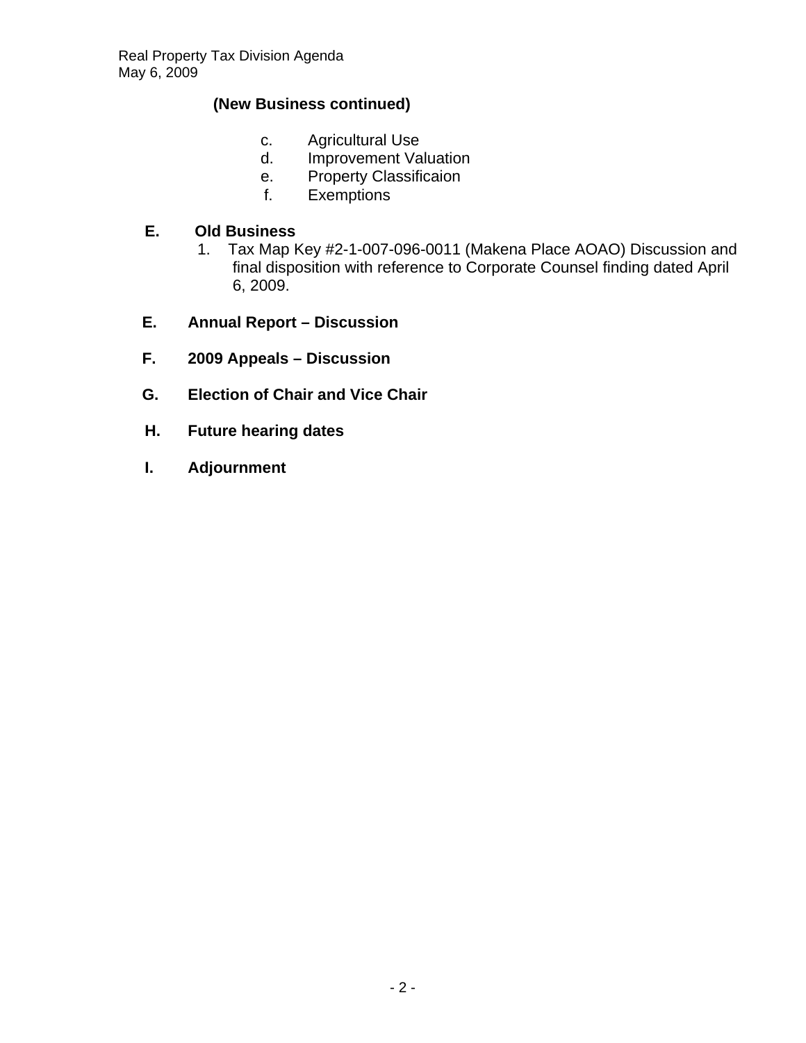**(New Business continued)**

c. Agricultural Use
d. Improvement Valuation
e. Property Classificaion
f. Exemptions

**E. Old Business**

1. Tax Map Key #2-1-007-096-0011 (Makena Place AOAO) Discussion and final disposition with reference to Corporate Counsel finding dated April 6, 2009.

**E. Annual Report – Discussion**

**F. 2009 Appeals – Discussion**

**G. Election of Chair and Vice Chair**

**H. Future hearing dates**

**I. Adjournment**